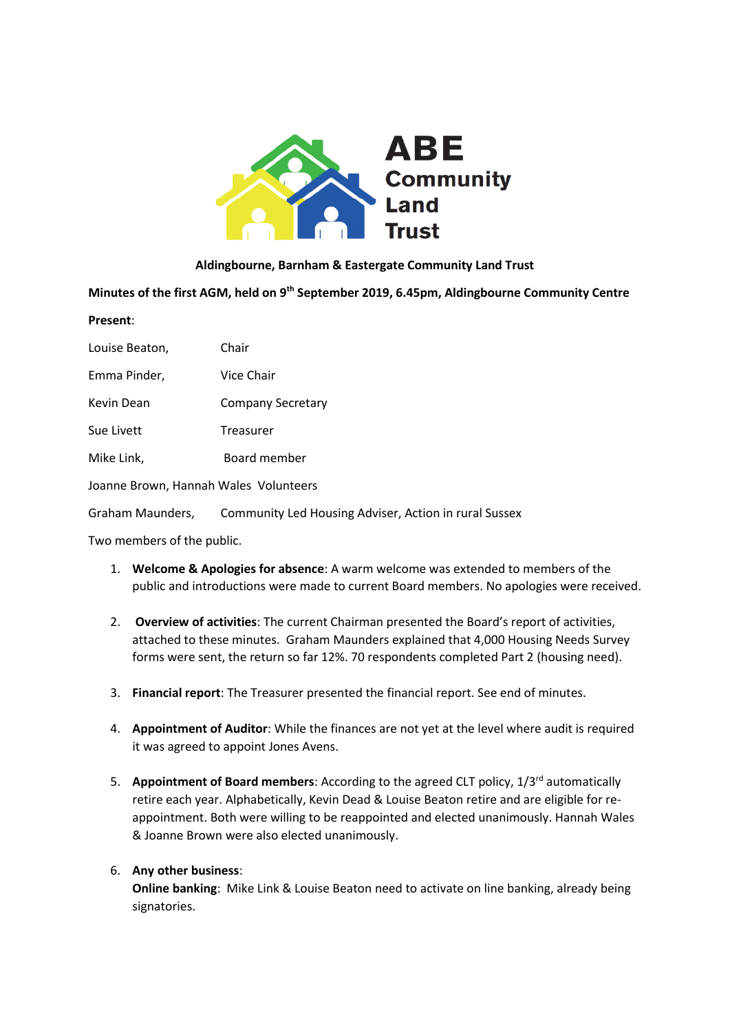# ABE Community Land Trust

**Aldingbourne, Barnham & Eastergate Community Land Trust**

**Minutes of the first AGM, held on 9th September 2019, 6.45pm, Aldingbourne Community Centre**

**Present**:

| | |
|---|---|
| Louise Beaton, | Chair |
| Emma Pinder, | Vice Chair |
| Kevin Dean | Company Secretary |
| Sue Livett | Treasurer |
| Mike Link, | Board member |

Joanne Brown, Hannah Wales Volunteers

Graham Maunders, Community Led Housing Adviser, Action in rural Sussex

Two members of the public.

1. **Welcome & Apologies for absence**: A warm welcome was extended to members of the public and introductions were made to current Board members. No apologies were received.

2. **Overview of activities**: The current Chairman presented the Board's report of activities, attached to these minutes. Graham Maunders explained that 4,000 Housing Needs Survey forms were sent, the return so far 12%. 70 respondents completed Part 2 (housing need).

3. **Financial report**: The Treasurer presented the financial report. See end of minutes.

4. **Appointment of Auditor**: While the finances are not yet at the level where audit is required it was agreed to appoint Jones Avens.

5. **Appointment of Board members**: According to the agreed CLT policy, 1/3rd automatically retire each year. Alphabetically, Kevin Dead & Louise Beaton retire and are eligible for re-appointment. Both were willing to be reappointed and elected unanimously. Hannah Wales & Joanne Brown were also elected unanimously.

6. **Any other business**:
   **Online banking**: Mike Link & Louise Beaton need to activate on line banking, already being signatories.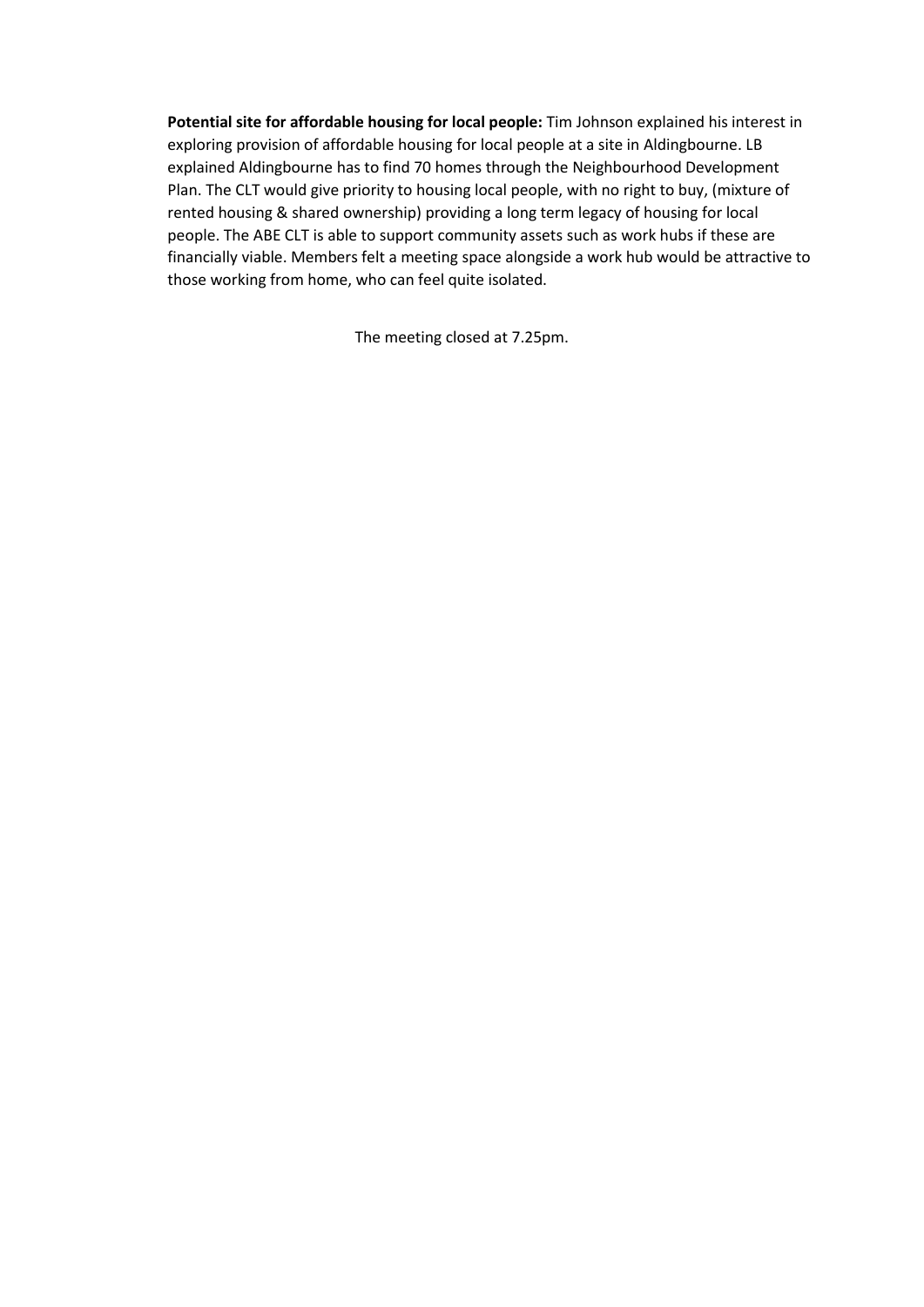**Potential site for affordable housing for local people:** Tim Johnson explained his interest in exploring provision of affordable housing for local people at a site in Aldingbourne. LB explained Aldingbourne has to find 70 homes through the Neighbourhood Development Plan. The CLT would give priority to housing local people, with no right to buy, (mixture of rented housing & shared ownership) providing a long term legacy of housing for local people. The ABE CLT is able to support community assets such as work hubs if these are financially viable. Members felt a meeting space alongside a work hub would be attractive to those working from home, who can feel quite isolated.

The meeting closed at 7.25pm.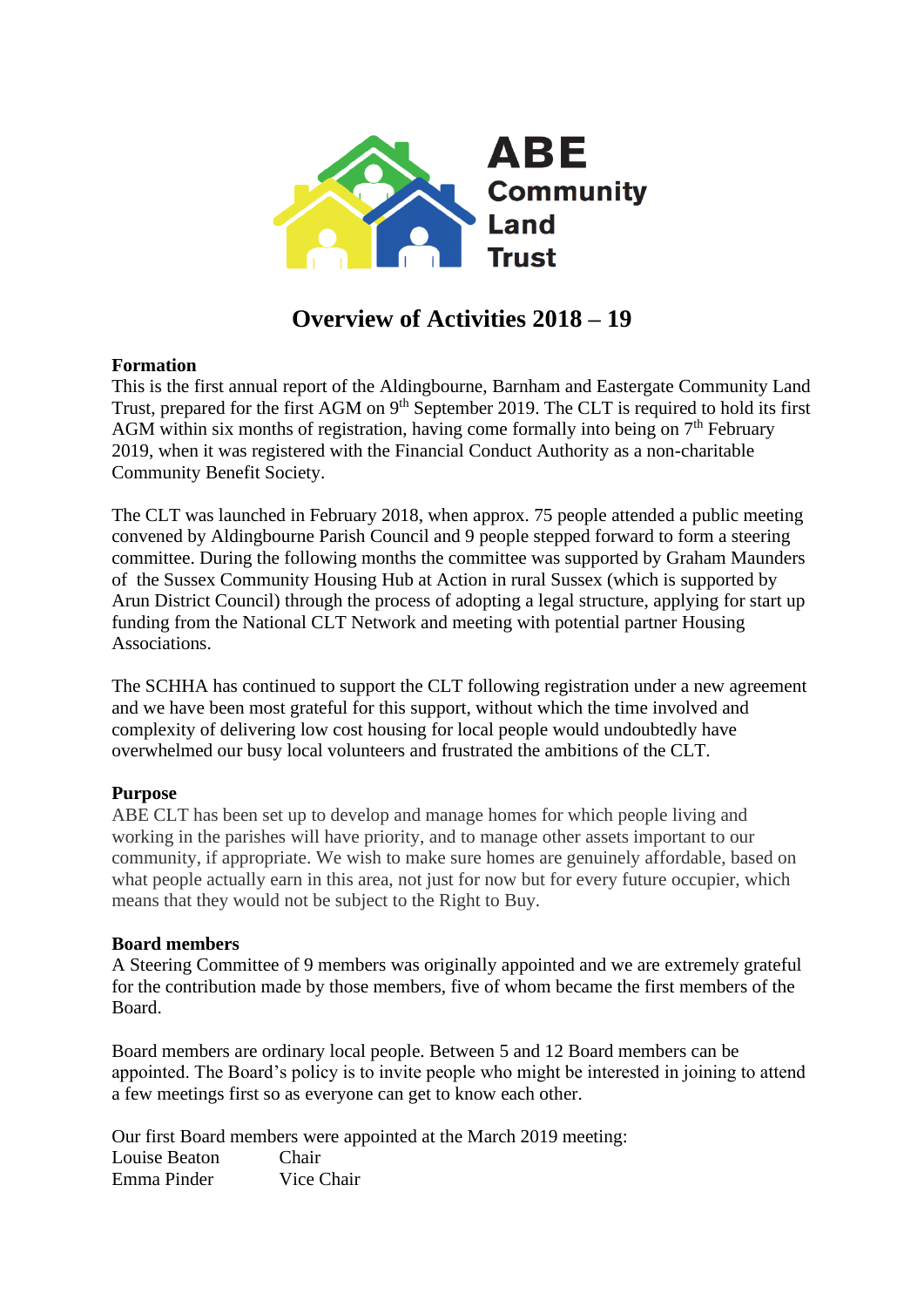**ABE Community Land Trust**

# Overview of Activities 2018 – 19

**Formation**
This is the first annual report of the Aldingbourne, Barnham and Eastergate Community Land Trust, prepared for the first AGM on 9th September 2019. The CLT is required to hold its first AGM within six months of registration, having come formally into being on 7th February 2019, when it was registered with the Financial Conduct Authority as a non-charitable Community Benefit Society.

The CLT was launched in February 2018, when approx. 75 people attended a public meeting convened by Aldingbourne Parish Council and 9 people stepped forward to form a steering committee. During the following months the committee was supported by Graham Maunders of the Sussex Community Housing Hub at Action in rural Sussex (which is supported by Arun District Council) through the process of adopting a legal structure, applying for start up funding from the National CLT Network and meeting with potential partner Housing Associations.

The SCHHA has continued to support the CLT following registration under a new agreement and we have been most grateful for this support, without which the time involved and complexity of delivering low cost housing for local people would undoubtedly have overwhelmed our busy local volunteers and frustrated the ambitions of the CLT.

**Purpose**
ABE CLT has been set up to develop and manage homes for which people living and working in the parishes will have priority, and to manage other assets important to our community, if appropriate. We wish to make sure homes are genuinely affordable, based on what people actually earn in this area, not just for now but for every future occupier, which means that they would not be subject to the Right to Buy.

**Board members**
A Steering Committee of 9 members was originally appointed and we are extremely grateful for the contribution made by those members, five of whom became the first members of the Board.

Board members are ordinary local people. Between 5 and 12 Board members can be appointed. The Board's policy is to invite people who might be interested in joining to attend a few meetings first so as everyone can get to know each other.

Our first Board members were appointed at the March 2019 meeting:

| | |
|---|---|
| Louise Beaton | Chair |
| Emma Pinder | Vice Chair |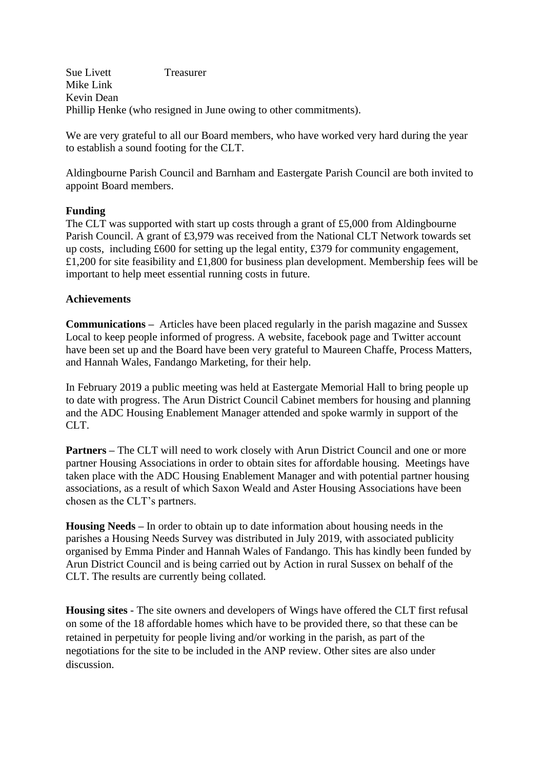Sue Livett Treasurer
Mike Link
Kevin Dean
Phillip Henke (who resigned in June owing to other commitments).

We are very grateful to all our Board members, who have worked very hard during the year to establish a sound footing for the CLT.

Aldingbourne Parish Council and Barnham and Eastergate Parish Council are both invited to appoint Board members.

**Funding**
The CLT was supported with start up costs through a grant of £5,000 from Aldingbourne Parish Council. A grant of £3,979 was received from the National CLT Network towards set up costs, including £600 for setting up the legal entity, £379 for community engagement, £1,200 for site feasibility and £1,800 for business plan development. Membership fees will be important to help meet essential running costs in future.

**Achievements**

**Communications** – Articles have been placed regularly in the parish magazine and Sussex Local to keep people informed of progress. A website, facebook page and Twitter account have been set up and the Board have been very grateful to Maureen Chaffe, Process Matters, and Hannah Wales, Fandango Marketing, for their help.

In February 2019 a public meeting was held at Eastergate Memorial Hall to bring people up to date with progress. The Arun District Council Cabinet members for housing and planning and the ADC Housing Enablement Manager attended and spoke warmly in support of the CLT.

**Partners** – The CLT will need to work closely with Arun District Council and one or more partner Housing Associations in order to obtain sites for affordable housing. Meetings have taken place with the ADC Housing Enablement Manager and with potential partner housing associations, as a result of which Saxon Weald and Aster Housing Associations have been chosen as the CLT's partners.

**Housing Needs** – In order to obtain up to date information about housing needs in the parishes a Housing Needs Survey was distributed in July 2019, with associated publicity organised by Emma Pinder and Hannah Wales of Fandango. This has kindly been funded by Arun District Council and is being carried out by Action in rural Sussex on behalf of the CLT. The results are currently being collated.

**Housing sites** - The site owners and developers of Wings have offered the CLT first refusal on some of the 18 affordable homes which have to be provided there, so that these can be retained in perpetuity for people living and/or working in the parish, as part of the negotiations for the site to be included in the ANP review. Other sites are also under discussion.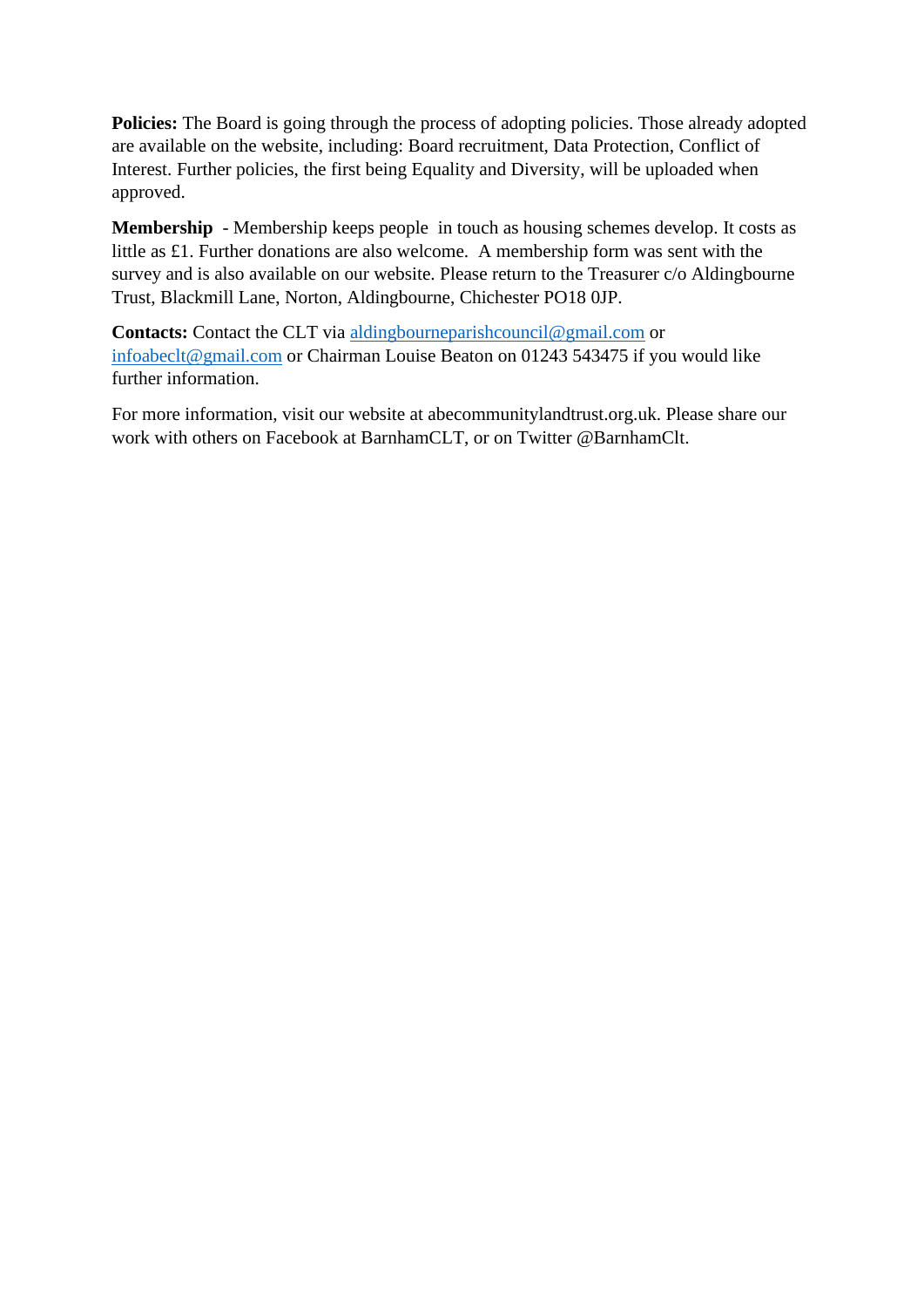**Policies:** The Board is going through the process of adopting policies. Those already adopted are available on the website, including: Board recruitment, Data Protection, Conflict of Interest. Further policies, the first being Equality and Diversity, will be uploaded when approved.

**Membership** - Membership keeps people in touch as housing schemes develop. It costs as little as £1. Further donations are also welcome. A membership form was sent with the survey and is also available on our website. Please return to the Treasurer c/o Aldingbourne Trust, Blackmill Lane, Norton, Aldingbourne, Chichester PO18 0JP.

**Contacts:** Contact the CLT via aldingbourneparishcouncil@gmail.com or infoabeclt@gmail.com or Chairman Louise Beaton on 01243 543475 if you would like further information.

For more information, visit our website at abecommunitylandtrust.org.uk. Please share our work with others on Facebook at BarnhamCLT, or on Twitter @BarnhamClt.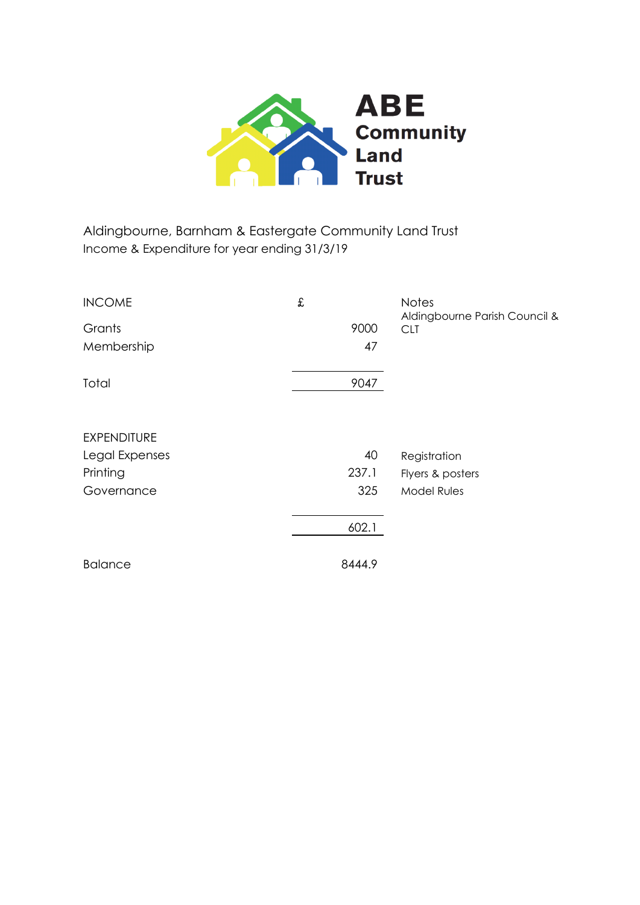ABE Community Land Trust

Aldingbourne, Barnham & Eastergate Community Land Trust
Income & Expenditure for year ending 31/3/19

| INCOME | £ | Notes |
|---|---|---|
| Grants | 9000 | Aldingbourne Parish Council & CLT |
| Membership | 47 | |
| Total | 9047 | |
| | | |
| EXPENDITURE | | |
| Legal Expenses | 40 | Registration |
| Printing | 237.1 | Flyers & posters |
| Governance | 325 | Model Rules |
| | 602.1 | |
| Balance | 8444.9 | |